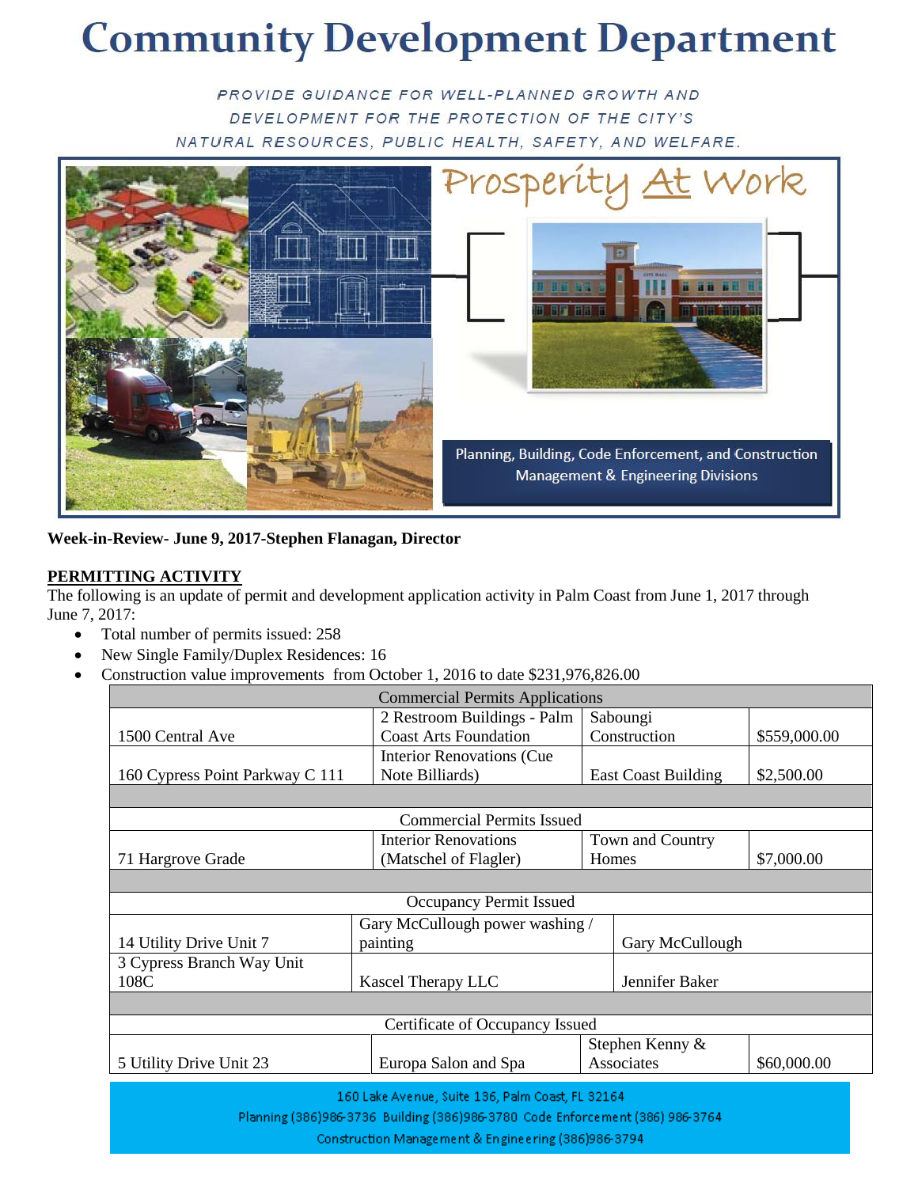# Community Development Department

*PROVIDE GUIDANCE FOR WELL-PLANNED GROWTH AND DEVELOPMENT FOR THE PROTECTION OF THE CITY'S NATURAL RESOURCES, PUBLIC HEALTH, SAFETY, AND WELFARE.*

Prosperity At Work

Planning, Building, Code Enforcement, and Construction Management & Engineering Divisions

**Week-in-Review- June 9, 2017-Stephen Flanagan, Director**

## PERMITTING ACTIVITY

The following is an update of permit and development application activity in Palm Coast from June 1, 2017 through June 7, 2017:

- Total number of permits issued: 258
- New Single Family/Duplex Residences: 16
- Construction value improvements from October 1, 2016 to date $231,976,826.00

| Commercial Permits Applications | | | |
|---|---|---|---|
| 1500 Central Ave | 2 Restroom Buildings - Palm Coast Arts Foundation | Saboungi Construction | $559,000.00 |
| 160 Cypress Point Parkway C 111 | Interior Renovations (Cue Note Billiards) | East Coast Building | $2,500.00 |
| | | | |
| **Commercial Permits Issued** | | | |
| 71 Hargrove Grade | Interior Renovations (Matschel of Flagler) | Town and Country Homes | $7,000.00 |
| | | | |
| **Occupancy Permit Issued** | | | |
| 14 Utility Drive Unit 7 | Gary McCullough power washing / painting | Gary McCullough | |
| 3 Cypress Branch Way Unit 108C | Kascel Therapy LLC | Jennifer Baker | |
| | | | |
| **Certificate of Occupancy Issued** | | | |
| 5 Utility Drive Unit 23 | Europa Salon and Spa | Stephen Kenny & Associates | $60,000.00 |

160 Lake Avenue, Suite 136, Palm Coast, FL 32164
Planning (386)986-3736 Building (386)986-3780 Code Enforcement (386) 986-3764
Construction Management & Engineering (386)986-3794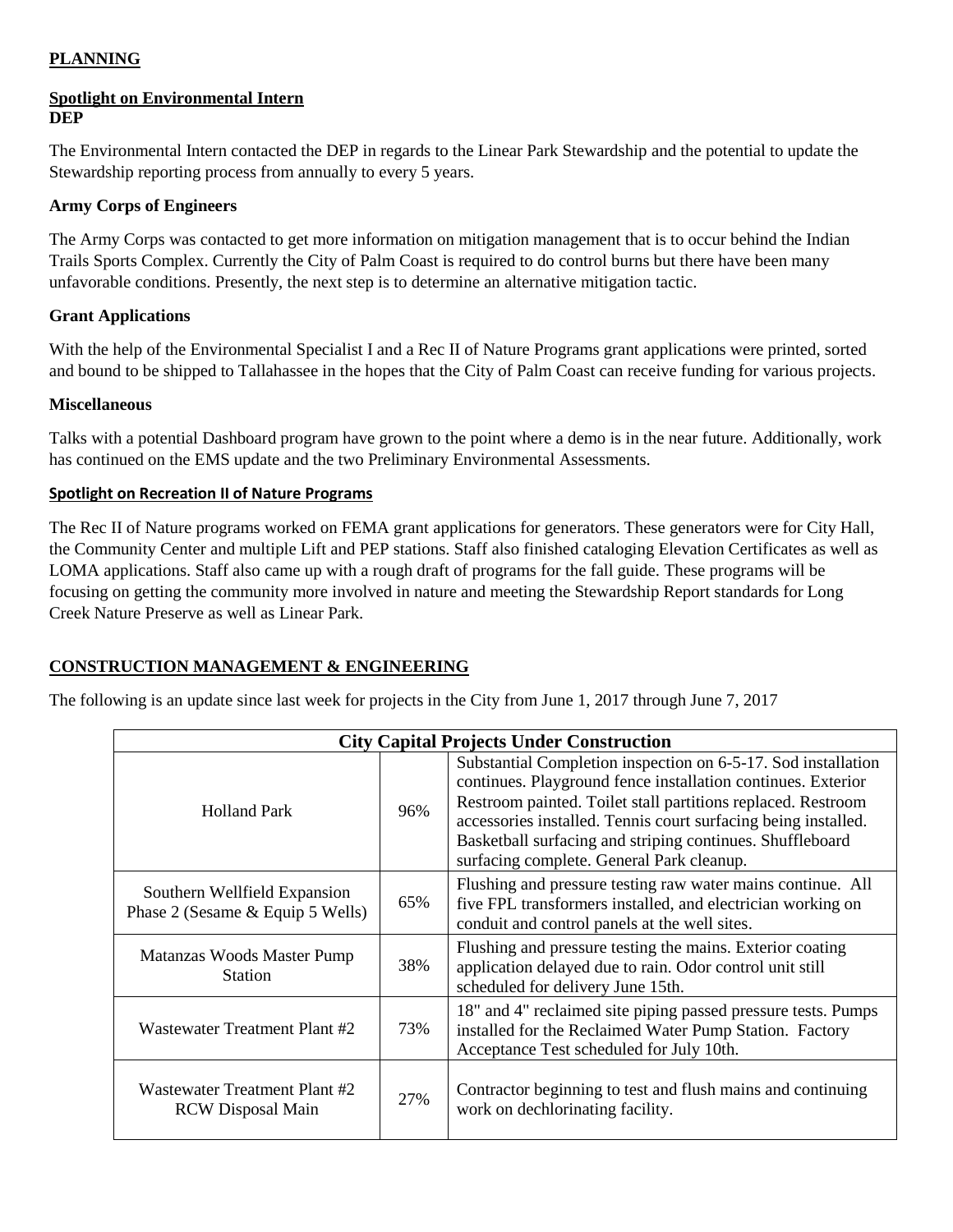## PLANNING

### Spotlight on Environmental Intern

**DEP**

The Environmental Intern contacted the DEP in regards to the Linear Park Stewardship and the potential to update the Stewardship reporting process from annually to every 5 years.

**Army Corps of Engineers**

The Army Corps was contacted to get more information on mitigation management that is to occur behind the Indian Trails Sports Complex. Currently the City of Palm Coast is required to do control burns but there have been many unfavorable conditions. Presently, the next step is to determine an alternative mitigation tactic.

**Grant Applications**

With the help of the Environmental Specialist I and a Rec II of Nature Programs grant applications were printed, sorted and bound to be shipped to Tallahassee in the hopes that the City of Palm Coast can receive funding for various projects.

**Miscellaneous**

Talks with a potential Dashboard program have grown to the point where a demo is in the near future. Additionally, work has continued on the EMS update and the two Preliminary Environmental Assessments.

### Spotlight on Recreation II of Nature Programs

The Rec II of Nature programs worked on FEMA grant applications for generators. These generators were for City Hall, the Community Center and multiple Lift and PEP stations. Staff also finished cataloging Elevation Certificates as well as LOMA applications. Staff also came up with a rough draft of programs for the fall guide. These programs will be focusing on getting the community more involved in nature and meeting the Stewardship Report standards for Long Creek Nature Preserve as well as Linear Park.

## CONSTRUCTION MANAGEMENT & ENGINEERING

The following is an update since last week for projects in the City from June 1, 2017 through June 7, 2017

| City Capital Projects Under Construction | | |
|---|---|---|
| Holland Park | 96% | Substantial Completion inspection on 6-5-17. Sod installation continues. Playground fence installation continues. Exterior Restroom painted. Toilet stall partitions replaced. Restroom accessories installed. Tennis court surfacing being installed. Basketball surfacing and striping continues. Shuffleboard surfacing complete. General Park cleanup. |
| Southern Wellfield Expansion Phase 2 (Sesame & Equip 5 Wells) | 65% | Flushing and pressure testing raw water mains continue. All five FPL transformers installed, and electrician working on conduit and control panels at the well sites. |
| Matanzas Woods Master Pump Station | 38% | Flushing and pressure testing the mains. Exterior coating application delayed due to rain. Odor control unit still scheduled for delivery June 15th. |
| Wastewater Treatment Plant #2 | 73% | 18" and 4" reclaimed site piping passed pressure tests. Pumps installed for the Reclaimed Water Pump Station. Factory Acceptance Test scheduled for July 10th. |
| Wastewater Treatment Plant #2 RCW Disposal Main | 27% | Contractor beginning to test and flush mains and continuing work on dechlorinating facility. |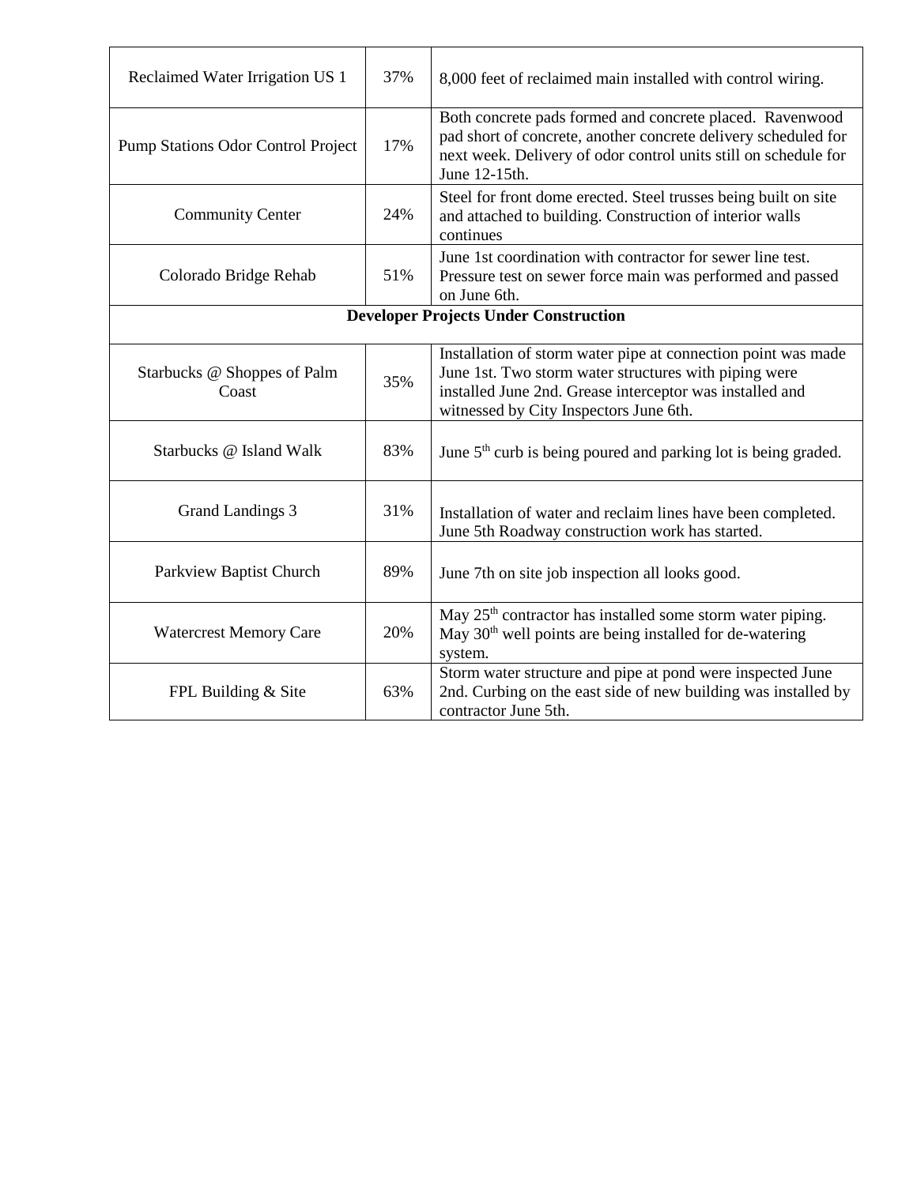| | | |
|---|---|---|
| Reclaimed Water Irrigation US 1 | 37% | 8,000 feet of reclaimed main installed with control wiring. |
| Pump Stations Odor Control Project | 17% | Both concrete pads formed and concrete placed. Ravenwood pad short of concrete, another concrete delivery scheduled for next week. Delivery of odor control units still on schedule for June 12-15th. |
| Community Center | 24% | Steel for front dome erected. Steel trusses being built on site and attached to building. Construction of interior walls continues |
| Colorado Bridge Rehab | 51% | June 1st coordination with contractor for sewer line test. Pressure test on sewer force main was performed and passed on June 6th. |
| **Developer Projects Under Construction** | | |
| Starbucks @ Shoppes of Palm Coast | 35% | Installation of storm water pipe at connection point was made June 1st. Two storm water structures with piping were installed June 2nd. Grease interceptor was installed and witnessed by City Inspectors June 6th. |
| Starbucks @ Island Walk | 83% | June 5th curb is being poured and parking lot is being graded. |
| Grand Landings 3 | 31% | Installation of water and reclaim lines have been completed. June 5th Roadway construction work has started. |
| Parkview Baptist Church | 89% | June 7th on site job inspection all looks good. |
| Watercrest Memory Care | 20% | May 25th contractor has installed some storm water piping. May 30th well points are being installed for de-watering system. |
| FPL Building & Site | 63% | Storm water structure and pipe at pond were inspected June 2nd. Curbing on the east side of new building was installed by contractor June 5th. |